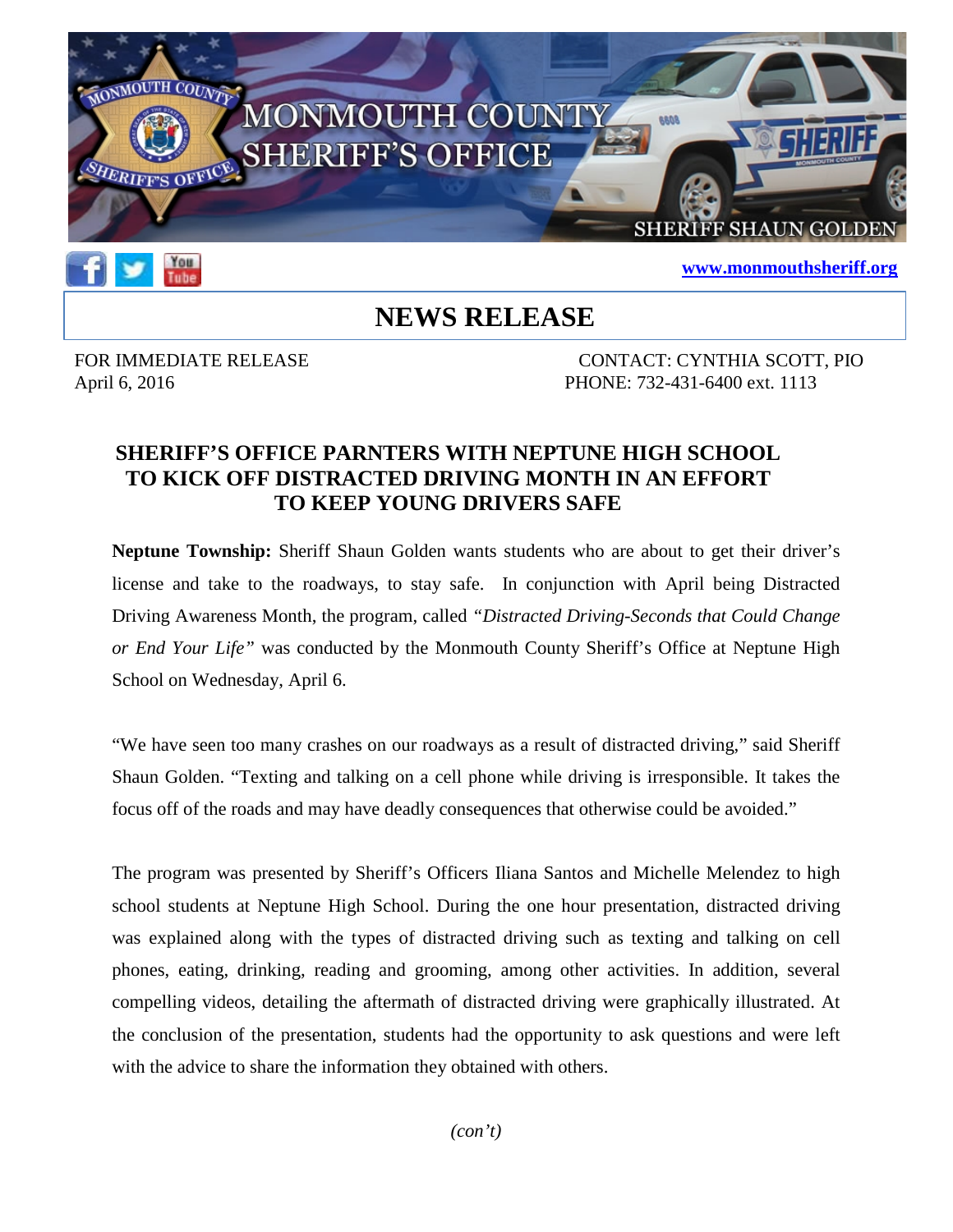MONMOUTH COUNTY SHERIFF'S OFFICE

SHERIFF SHAUN GOLDEN

[www.monmouthsheriff.org](http://www.monmouthsheriff.org)

# NEWS RELEASE

FOR IMMEDIATE RELEASE
April 6, 2016

CONTACT: CYNTHIA SCOTT, PIO
PHONE: 732-431-6400 ext. 1113

## SHERIFF'S OFFICE PARNTERS WITH NEPTUNE HIGH SCHOOL TO KICK OFF DISTRACTED DRIVING MONTH IN AN EFFORT TO KEEP YOUNG DRIVERS SAFE

**Neptune Township:** Sheriff Shaun Golden wants students who are about to get their driver's license and take to the roadways, to stay safe. In conjunction with April being Distracted Driving Awareness Month, the program, called *"Distracted Driving-Seconds that Could Change or End Your Life"* was conducted by the Monmouth County Sheriff's Office at Neptune High School on Wednesday, April 6.

"We have seen too many crashes on our roadways as a result of distracted driving," said Sheriff Shaun Golden. "Texting and talking on a cell phone while driving is irresponsible. It takes the focus off of the roads and may have deadly consequences that otherwise could be avoided."

The program was presented by Sheriff's Officers Iliana Santos and Michelle Melendez to high school students at Neptune High School. During the one hour presentation, distracted driving was explained along with the types of distracted driving such as texting and talking on cell phones, eating, drinking, reading and grooming, among other activities. In addition, several compelling videos, detailing the aftermath of distracted driving were graphically illustrated. At the conclusion of the presentation, students had the opportunity to ask questions and were left with the advice to share the information they obtained with others.

*(con't)*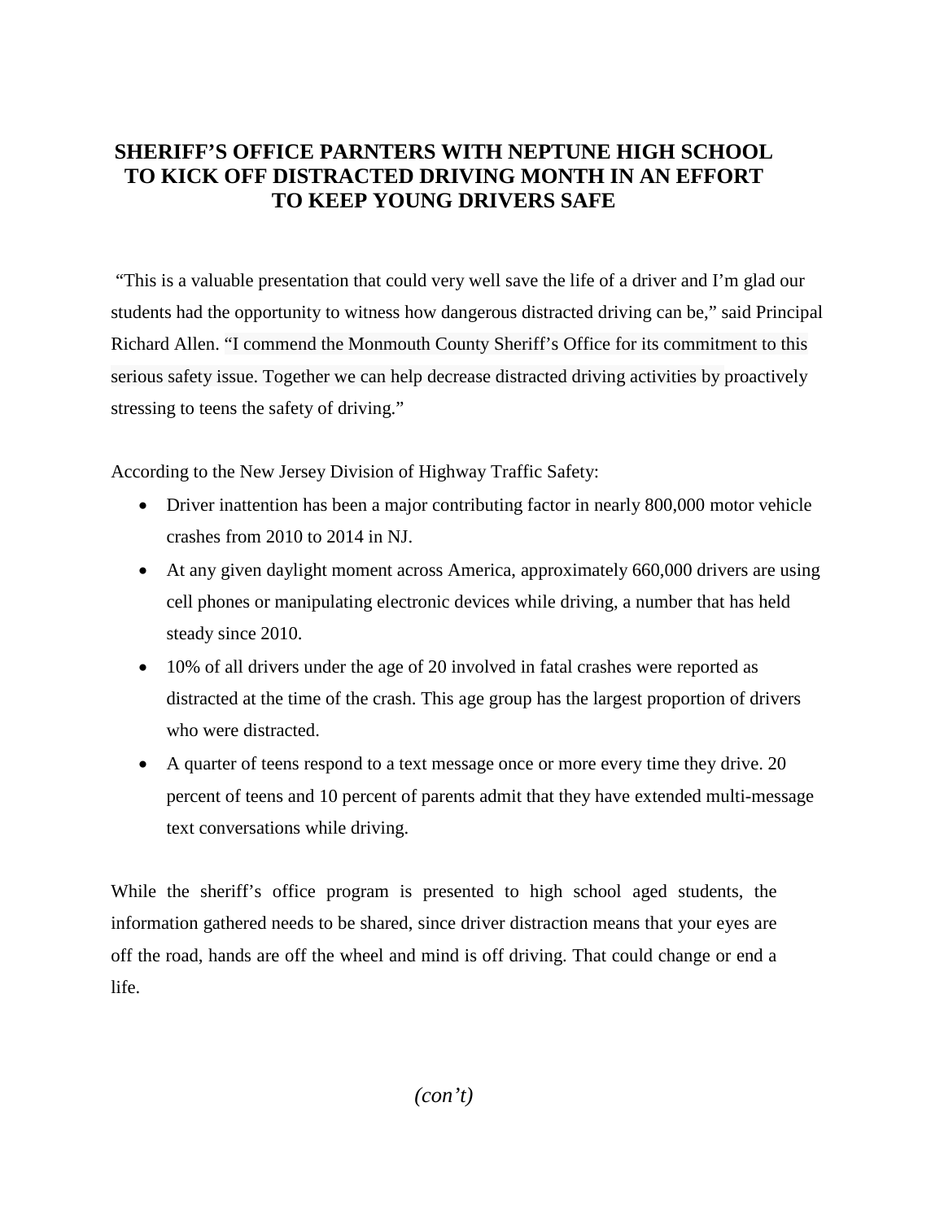# SHERIFF'S OFFICE PARNTERS WITH NEPTUNE HIGH SCHOOL TO KICK OFF DISTRACTED DRIVING MONTH IN AN EFFORT TO KEEP YOUNG DRIVERS SAFE

"This is a valuable presentation that could very well save the life of a driver and I'm glad our students had the opportunity to witness how dangerous distracted driving can be," said Principal Richard Allen. "I commend the Monmouth County Sheriff's Office for its commitment to this serious safety issue. Together we can help decrease distracted driving activities by proactively stressing to teens the safety of driving."

According to the New Jersey Division of Highway Traffic Safety:

- Driver inattention has been a major contributing factor in nearly 800,000 motor vehicle crashes from 2010 to 2014 in NJ.
- At any given daylight moment across America, approximately 660,000 drivers are using cell phones or manipulating electronic devices while driving, a number that has held steady since 2010.
- 10% of all drivers under the age of 20 involved in fatal crashes were reported as distracted at the time of the crash. This age group has the largest proportion of drivers who were distracted.
- A quarter of teens respond to a text message once or more every time they drive. 20 percent of teens and 10 percent of parents admit that they have extended multi-message text conversations while driving.

While the sheriff's office program is presented to high school aged students, the information gathered needs to be shared, since driver distraction means that your eyes are off the road, hands are off the wheel and mind is off driving. That could change or end a life.

*(con't)*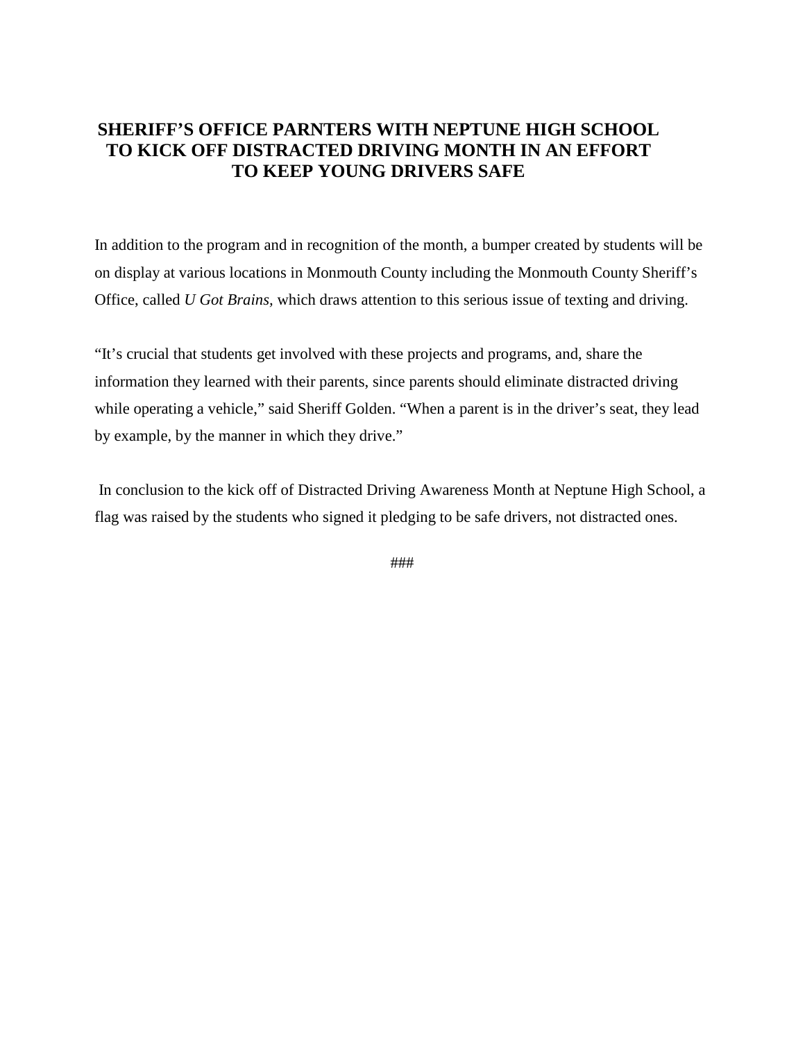**SHERIFF'S OFFICE PARNTERS WITH NEPTUNE HIGH SCHOOL TO KICK OFF DISTRACTED DRIVING MONTH IN AN EFFORT TO KEEP YOUNG DRIVERS SAFE**

In addition to the program and in recognition of the month, a bumper created by students will be on display at various locations in Monmouth County including the Monmouth County Sheriff's Office, called *U Got Brains,* which draws attention to this serious issue of texting and driving.

"It's crucial that students get involved with these projects and programs, and, share the information they learned with their parents, since parents should eliminate distracted driving while operating a vehicle," said Sheriff Golden. "When a parent is in the driver's seat, they lead by example, by the manner in which they drive."

In conclusion to the kick off of Distracted Driving Awareness Month at Neptune High School, a flag was raised by the students who signed it pledging to be safe drivers, not distracted ones.

###